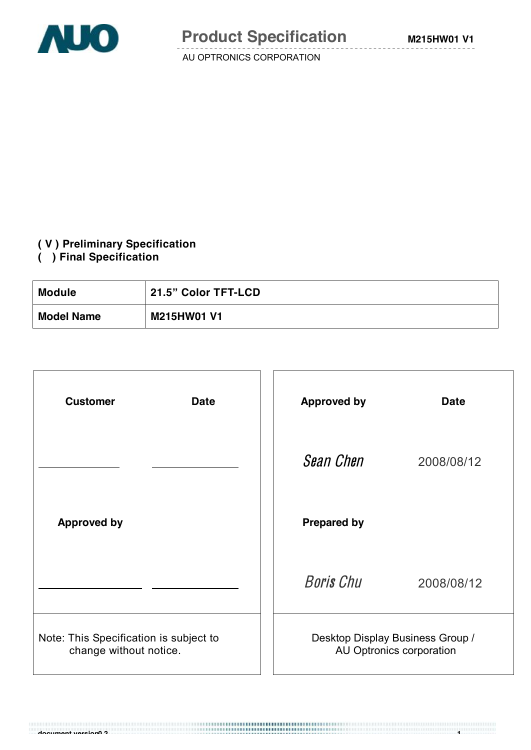# Product Specification

AU OPTRONICS CORPORATION

( V ) Preliminary Specification
(   ) Final Specification

| Module | 21.5" Color TFT-LCD |
| --- | --- |
| Model Name | M215HW01 V1 |

| Customer | Date | Approved by | Date |
| --- | --- | --- | --- |
| | | *Sean Chen* | 2008/08/12 |
| Approved by | | Prepared by | |
| | | *Boris Chu* | 2008/08/12 |
| Note: This Specification is subject to change without notice. | | Desktop Display Business Group / AU Optronics corporation | |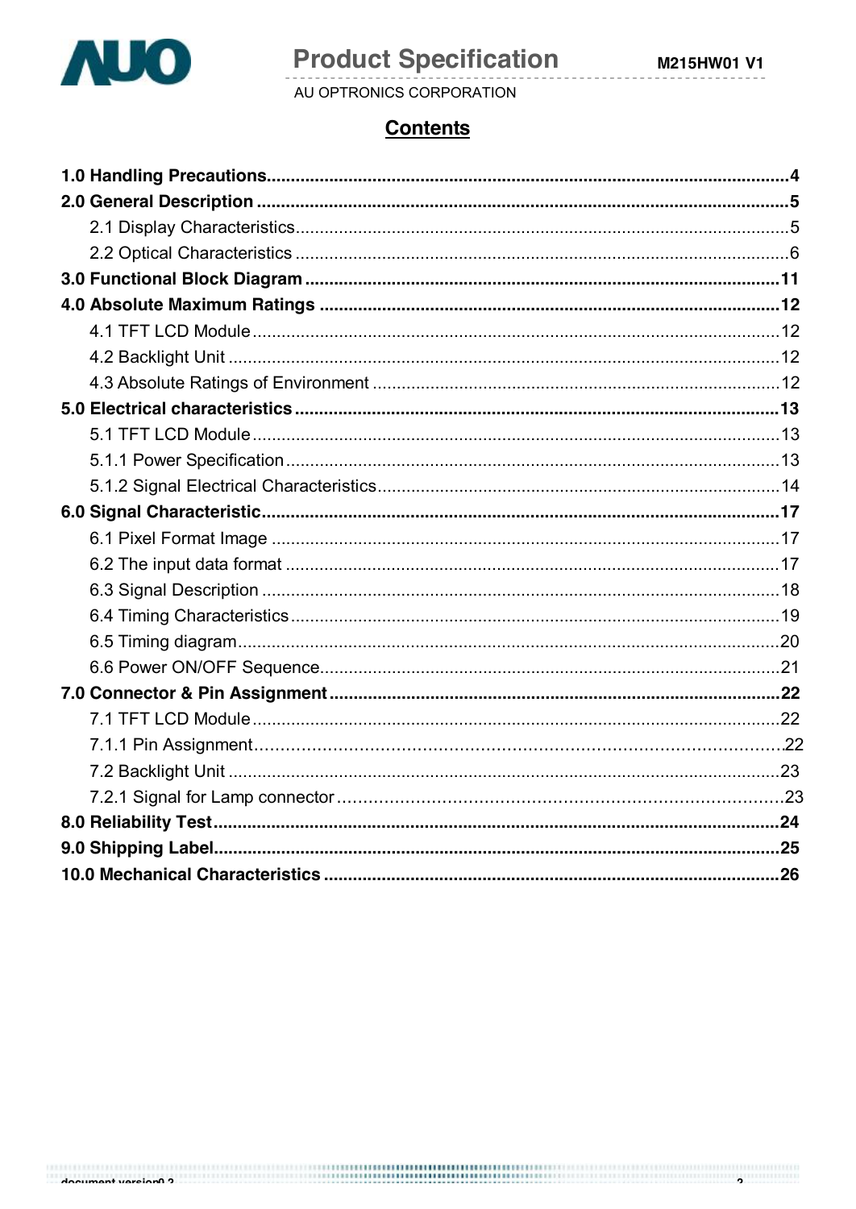## Contents

**1.0 Handling Precautions**.......................................................................................................4

**2.0 General Description** ............................................................................................................5

2.1 Display Characteristics..........................................................................................................5

2.2 Optical Characteristics ..........................................................................................................6

**3.0 Functional Block Diagram** ...................................................................................................11

**4.0 Absolute Maximum Ratings** ................................................................................................12

4.1 TFT LCD Module ..................................................................................................................12

4.2 Backlight Unit .......................................................................................................................12

4.3 Absolute Ratings of Environment ........................................................................................12

**5.0 Electrical characteristics** ....................................................................................................13

5.1 TFT LCD Module ..................................................................................................................13

5.1.1 Power Specification ...........................................................................................................13

5.1.2 Signal Electrical Characteristics.........................................................................................14

**6.0 Signal Characteristic**..........................................................................................................17

6.1 Pixel Format Image ..............................................................................................................17

6.2 The input data format ...........................................................................................................17

6.3 Signal Description ................................................................................................................18

6.4 Timing Characteristics ..........................................................................................................19

6.5 Timing diagram......................................................................................................................20

6.6 Power ON/OFF Sequence.....................................................................................................21

**7.0 Connector & Pin Assignment** .............................................................................................22

7.1 TFT LCD Module ..................................................................................................................22

7.1.1 Pin Assignment..................................................................................................................22

7.2 Backlight Unit .......................................................................................................................23

7.2.1 Signal for Lamp connector .................................................................................................23

**8.0 Reliability Test**....................................................................................................................24

**9.0 Shipping Label**....................................................................................................................25

**10.0 Mechanical Characteristics** ..............................................................................................26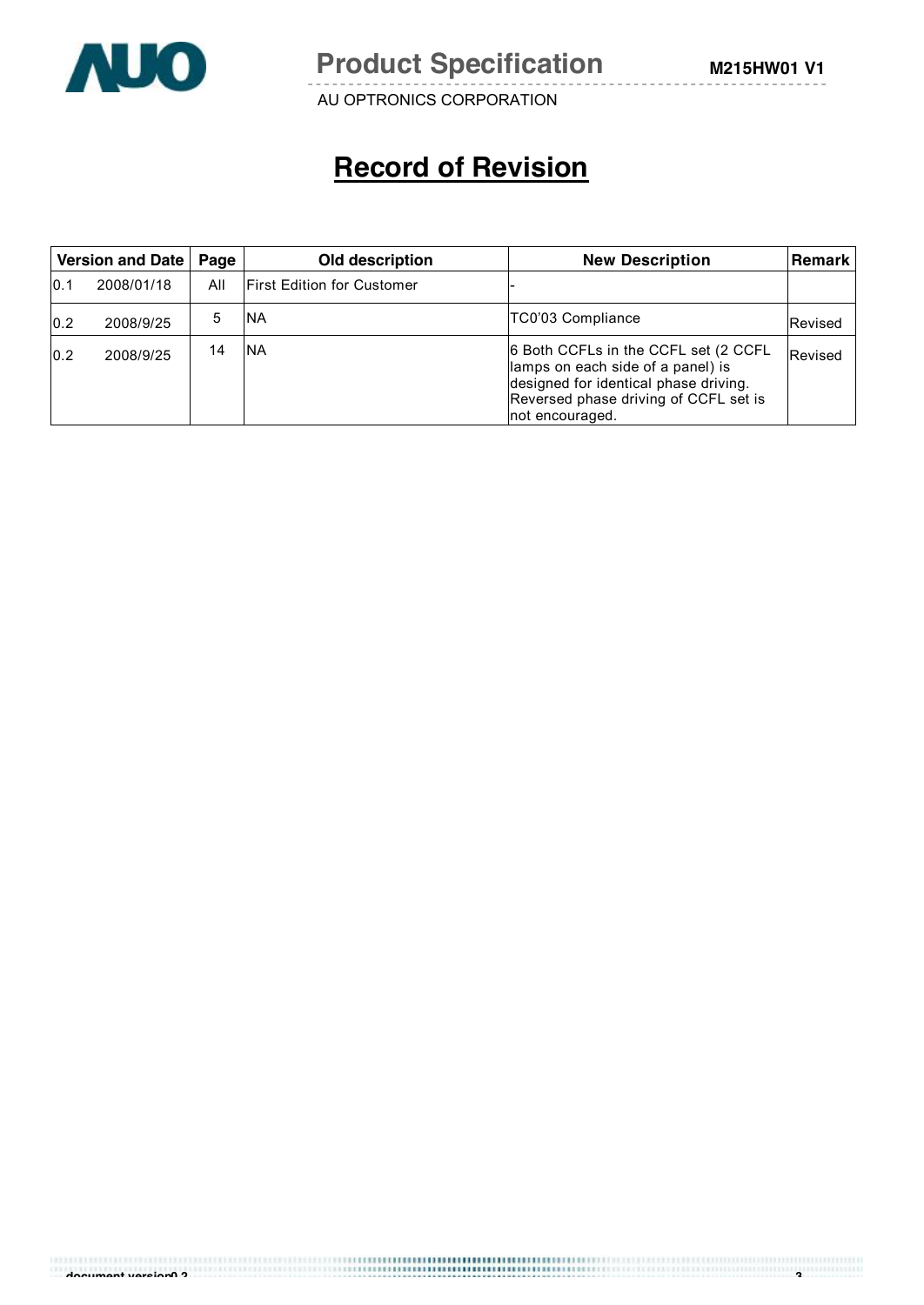# Record of Revision

| Version and Date | | Page | Old description | New Description | Remark |
|---|---|---|---|---|---|
| 0.1 | 2008/01/18 | All | First Edition for Customer | - | |
| 0.2 | 2008/9/25 | 5 | NA | TC0'03 Compliance | Revised |
| 0.2 | 2008/9/25 | 14 | NA | 6 Both CCFLs in the CCFL set (2 CCFL lamps on each side of a panel) is designed for identical phase driving. Reversed phase driving of CCFL set is not encouraged. | Revised |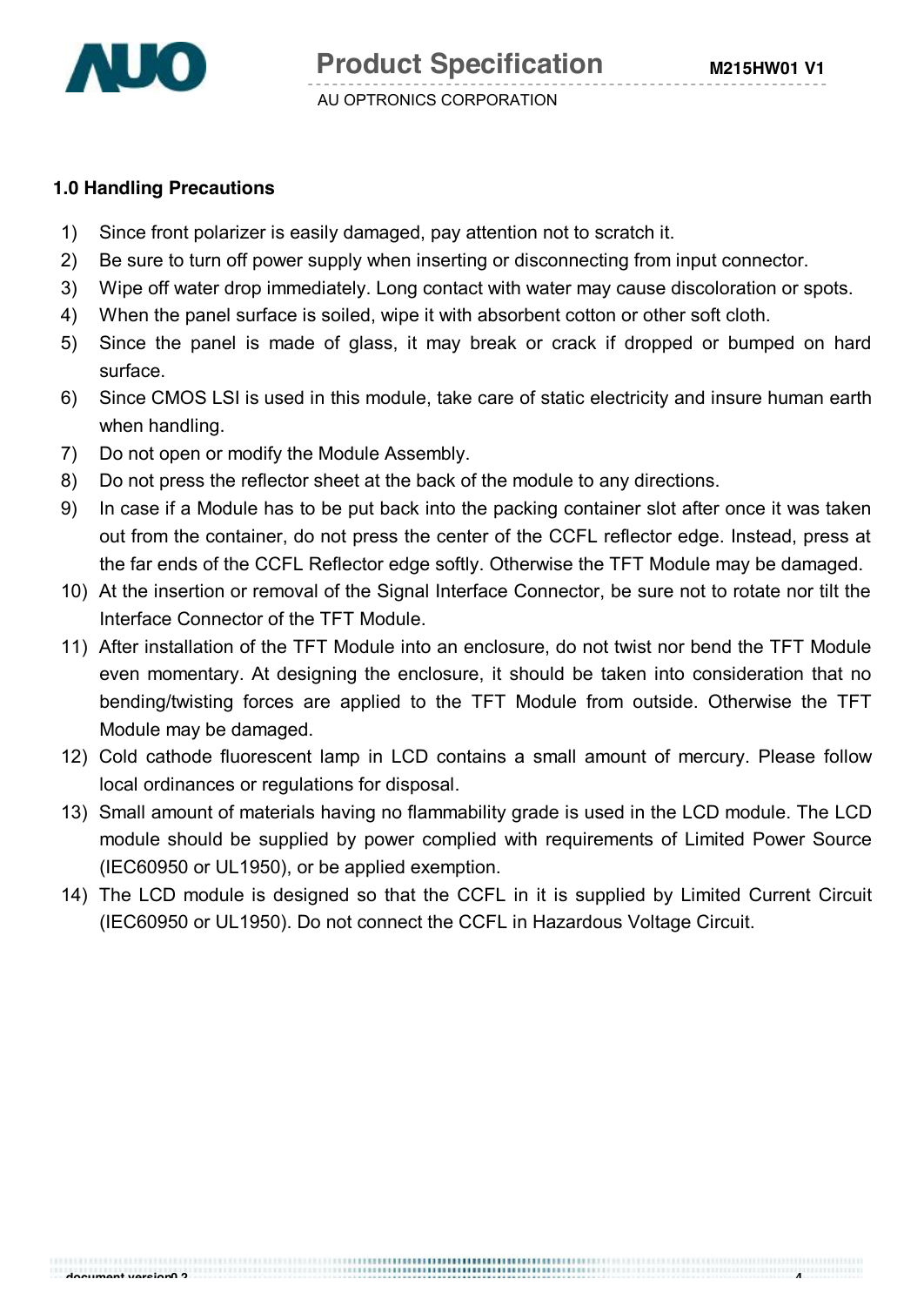## 1.0 Handling Precautions

1) Since front polarizer is easily damaged, pay attention not to scratch it.
2) Be sure to turn off power supply when inserting or disconnecting from input connector.
3) Wipe off water drop immediately. Long contact with water may cause discoloration or spots.
4) When the panel surface is soiled, wipe it with absorbent cotton or other soft cloth.
5) Since the panel is made of glass, it may break or crack if dropped or bumped on hard surface.
6) Since CMOS LSI is used in this module, take care of static electricity and insure human earth when handling.
7) Do not open or modify the Module Assembly.
8) Do not press the reflector sheet at the back of the module to any directions.
9) In case if a Module has to be put back into the packing container slot after once it was taken out from the container, do not press the center of the CCFL reflector edge. Instead, press at the far ends of the CCFL Reflector edge softly. Otherwise the TFT Module may be damaged.
10) At the insertion or removal of the Signal Interface Connector, be sure not to rotate nor tilt the Interface Connector of the TFT Module.
11) After installation of the TFT Module into an enclosure, do not twist nor bend the TFT Module even momentary. At designing the enclosure, it should be taken into consideration that no bending/twisting forces are applied to the TFT Module from outside. Otherwise the TFT Module may be damaged.
12) Cold cathode fluorescent lamp in LCD contains a small amount of mercury. Please follow local ordinances or regulations for disposal.
13) Small amount of materials having no flammability grade is used in the LCD module. The LCD module should be supplied by power complied with requirements of Limited Power Source (IEC60950 or UL1950), or be applied exemption.
14) The LCD module is designed so that the CCFL in it is supplied by Limited Current Circuit (IEC60950 or UL1950). Do not connect the CCFL in Hazardous Voltage Circuit.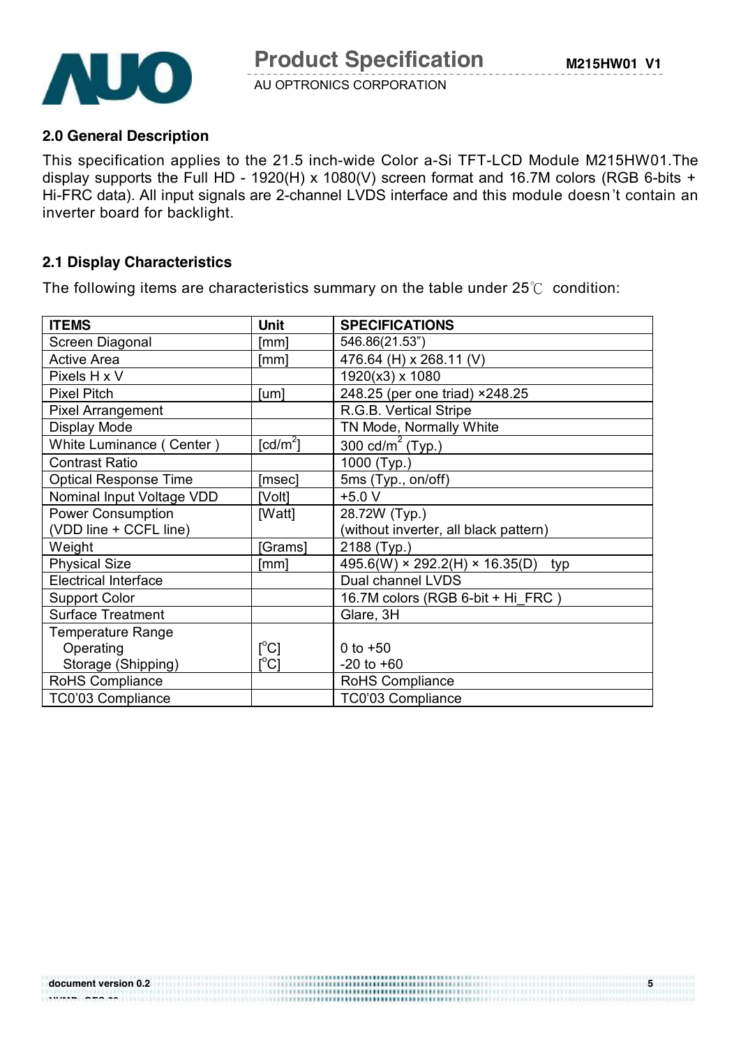## 2.0 General Description

This specification applies to the 21.5 inch-wide Color a-Si TFT-LCD Module M215HW01.The display supports the Full HD - 1920(H) x 1080(V) screen format and 16.7M colors (RGB 6-bits + Hi-FRC data). All input signals are 2-channel LVDS interface and this module doesn't contain an inverter board for backlight.

## 2.1 Display Characteristics

The following items are characteristics summary on the table under 25℃ condition:

| ITEMS | Unit | SPECIFICATIONS |
|---|---|---|
| Screen Diagonal | [mm] | 546.86(21.53") |
| Active Area | [mm] | 476.64 (H) x 268.11 (V) |
| Pixels H x V | | 1920(x3) x 1080 |
| Pixel Pitch | [um] | 248.25 (per one triad) ×248.25 |
| Pixel Arrangement | | R.G.B. Vertical Stripe |
| Display Mode | | TN Mode, Normally White |
| White Luminance ( Center ) | [cd/m$^2$] | 300 cd/m$^2$ (Typ.) |
| Contrast Ratio | | 1000 (Typ.) |
| Optical Response Time | [msec] | 5ms (Typ., on/off) |
| Nominal Input Voltage VDD | [Volt] | +5.0 V |
| Power Consumption (VDD line + CCFL line) | [Watt] | 28.72W (Typ.) (without inverter, all black pattern) |
| Weight | [Grams] | 2188 (Typ.) |
| Physical Size | [mm] | 495.6(W) × 292.2(H) × 16.35(D) typ |
| Electrical Interface | | Dual channel LVDS |
| Support Color | | 16.7M colors (RGB 6-bit + Hi_FRC ) |
| Surface Treatment | | Glare, 3H |
| Temperature Range | | |
| Operating | [°C] | 0 to +50 |
| Storage (Shipping) | [°C] | -20 to +60 |
| RoHS Compliance | | RoHS Compliance |
| TC0'03 Compliance | | TC0'03 Compliance |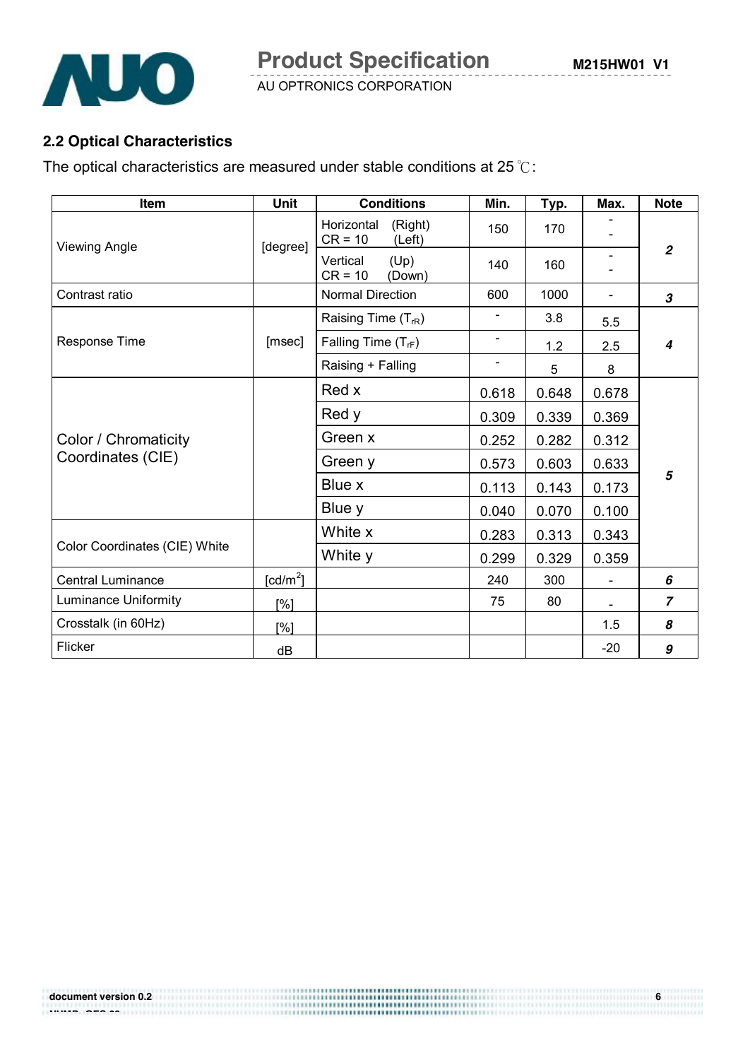## 2.2 Optical Characteristics

The optical characteristics are measured under stable conditions at 25 ℃:

| Item | Unit | Conditions | Min. | Typ. | Max. | Note |
|---|---|---|---|---|---|---|
| Viewing Angle | [degree] | Horizontal (Right) CR = 10 (Left) | 150 | 170 | - - | 2 |
| | | Vertical (Up) CR = 10 (Down) | 140 | 160 | - - | |
| Contrast ratio | | Normal Direction | 600 | 1000 | - | 3 |
| Response Time | [msec] | Raising Time ($T_{rR}$) | - | 3.8 | 5.5 | 4 |
| | | Falling Time ($T_{rF}$) | - | 1.2 | 2.5 | |
| | | Raising + Falling | - | 5 | 8 | |
| Color / Chromaticity Coordinates (CIE) | | Red x | 0.618 | 0.648 | 0.678 | 5 |
| | | Red y | 0.309 | 0.339 | 0.369 | |
| | | Green x | 0.252 | 0.282 | 0.312 | |
| | | Green y | 0.573 | 0.603 | 0.633 | |
| | | Blue x | 0.113 | 0.143 | 0.173 | |
| | | Blue y | 0.040 | 0.070 | 0.100 | |
| Color Coordinates (CIE) White | | White x | 0.283 | 0.313 | 0.343 | |
| | | White y | 0.299 | 0.329 | 0.359 | |
| Central Luminance | [cd/m$^2$] | | 240 | 300 | - | 6 |
| Luminance Uniformity | [%] | | 75 | 80 | - | 7 |
| Crosstalk (in 60Hz) | [%] | | | | 1.5 | 8 |
| Flicker | dB | | | | -20 | 9 |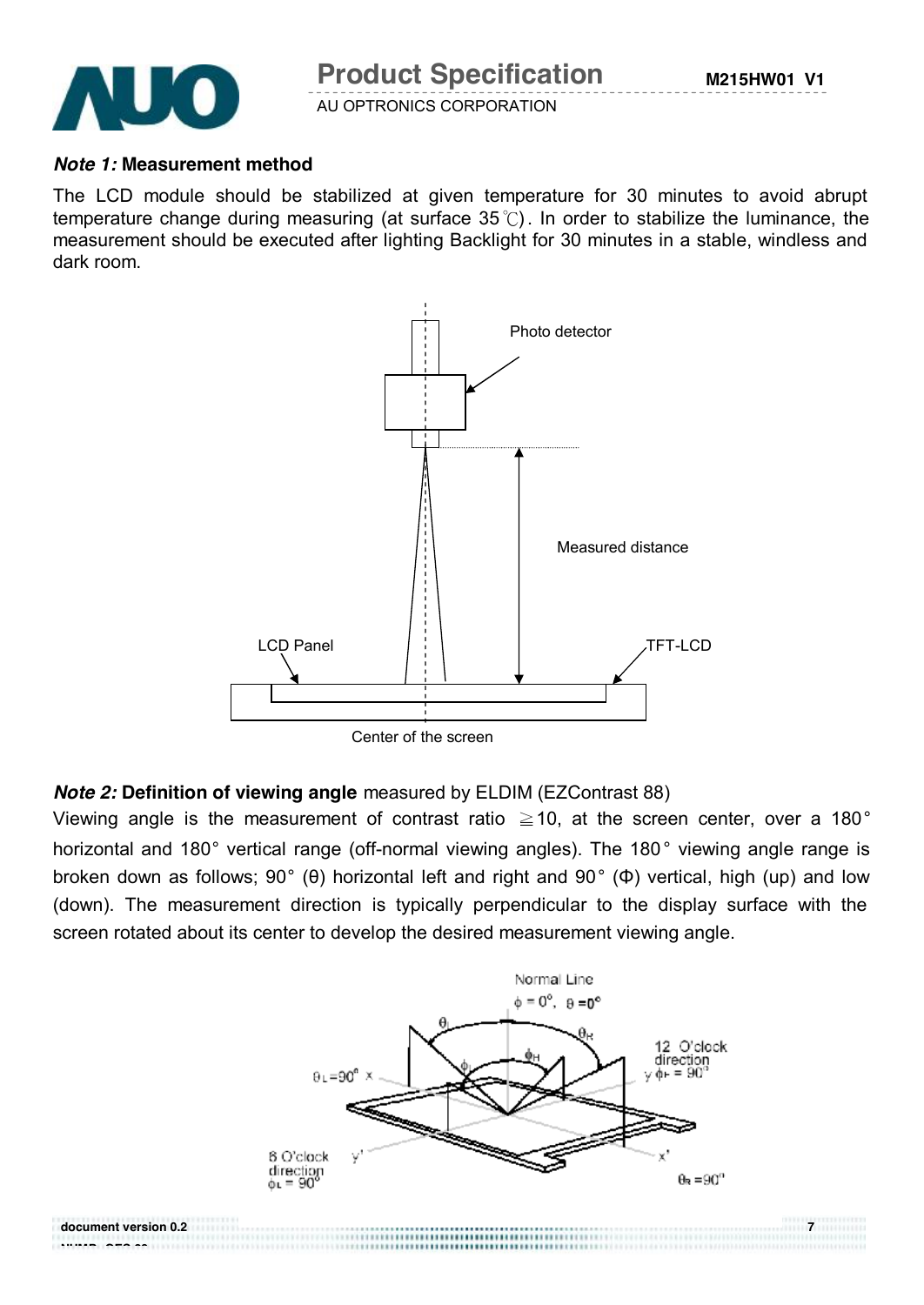***Note 1:*** **Measurement method**

The LCD module should be stabilized at given temperature for 30 minutes to avoid abrupt temperature change during measuring (at surface 35℃). In order to stabilize the luminance, the measurement should be executed after lighting Backlight for 30 minutes in a stable, windless and dark room.

***Note 2:*** **Definition of viewing angle** measured by ELDIM (EZContrast 88)

Viewing angle is the measurement of contrast ratio ≧10, at the screen center, over a 180° horizontal and 180° vertical range (off-normal viewing angles). The 180° viewing angle range is broken down as follows; 90° (θ) horizontal left and right and 90° (Φ) vertical, high (up) and low (down). The measurement direction is typically perpendicular to the display surface with the screen rotated about its center to develop the desired measurement viewing angle.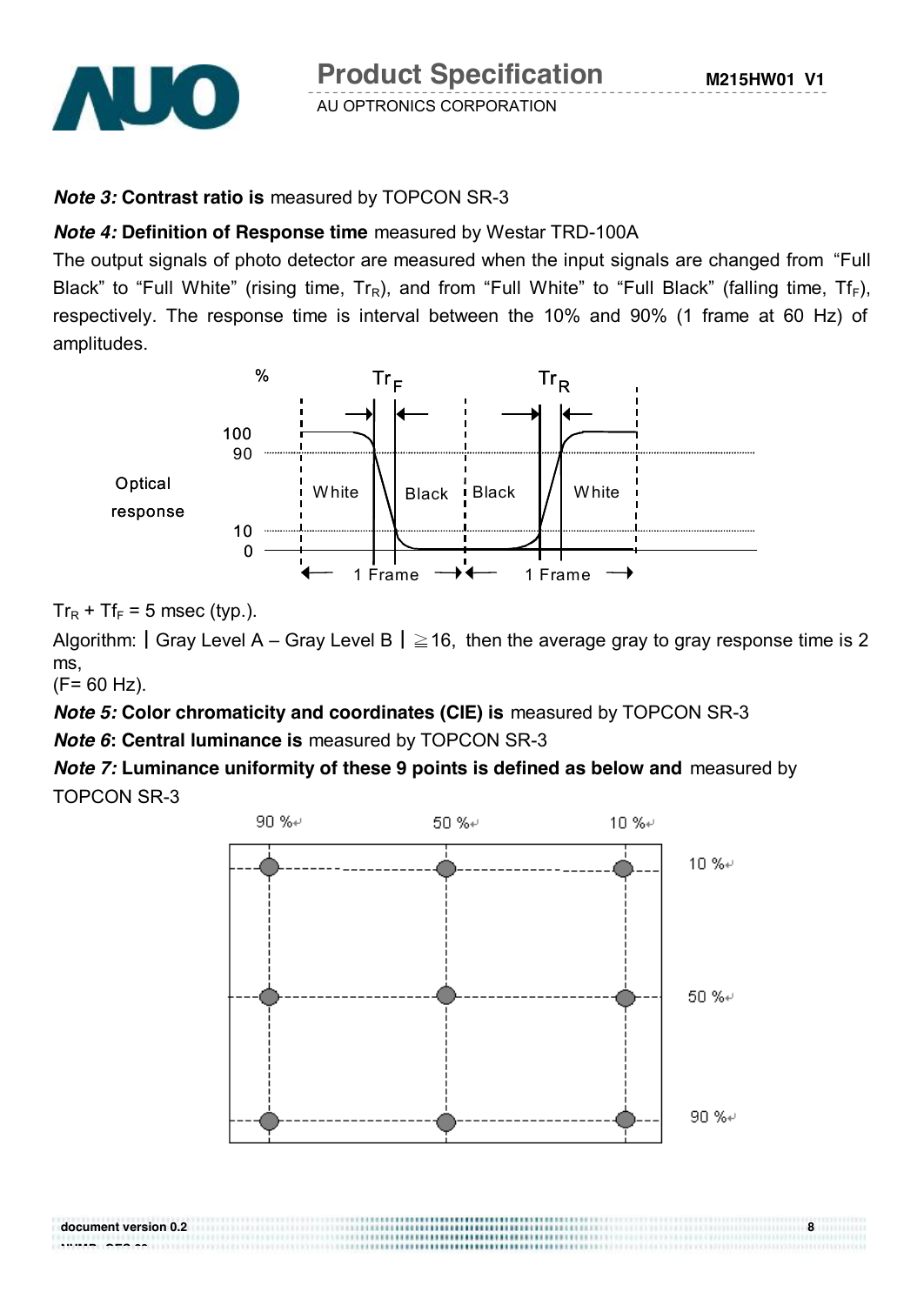***Note 3:* Contrast ratio is** measured by TOPCON SR-3

***Note 4:* Definition of Response time** measured by Westar TRD-100A

The output signals of photo detector are measured when the input signals are changed from "Full Black" to "Full White" (rising time, $Tr_R$), and from "Full White" to "Full Black" (falling time, $Tf_F$), respectively. The response time is interval between the 10% and 90% (1 frame at 60 Hz) of amplitudes.

$Tr_R + Tf_F$ = 5 msec (typ.).

Algorithm: ∣Gray Level A – Gray Level B∣ ≧16, then the average gray to gray response time is 2 ms,
(F= 60 Hz).

***Note 5:* Color chromaticity and coordinates (CIE) is** measured by TOPCON SR-3

***Note 6*: Central luminance is** measured by TOPCON SR-3

***Note 7:* Luminance uniformity of these 9 points is defined as below and** measured by TOPCON SR-3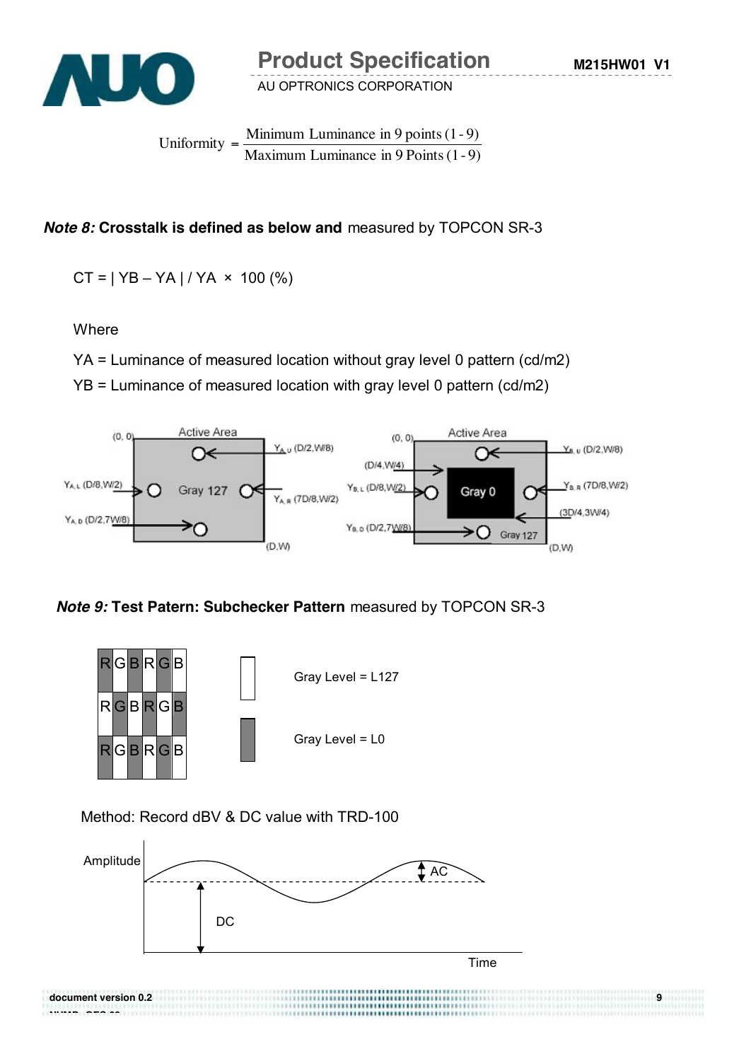$$\text{Uniformity} = \frac{\text{Minimum Luminance in 9 points (1-9)}}{\text{Maximum Luminance in 9 Points (1-9)}}$$

***Note 8:*** **Crosstalk is defined as below and** measured by TOPCON SR-3

CT = | YB – YA | / YA × 100 (%)

Where

YA = Luminance of measured location without gray level 0 pattern (cd/m2)

YB = Luminance of measured location with gray level 0 pattern (cd/m2)

(0, 0) Active Area $Y_{A,U}$ (D/2,W/8) $Y_{A,L}$ (D/8,W/2) Gray 127 $Y_{A,R}$ (7D/8,W/2) $Y_{A,D}$ (D/2,7W/8) (D,W)

(0, 0) Active Area $Y_{B,U}$ (D/2,W/8) (D/4,W/4) $Y_{B,L}$ (D/8,W/2) Gray 0 $Y_{B,R}$ (7D/8,W/2) (3D/4,3W/4) $Y_{B,D}$ (D/2,7W/8) Gray 127 (D,W)

***Note 9:*** **Test Patern: Subchecker Pattern** measured by TOPCON SR-3

| R | G | B | R | G | B |
|---|---|---|---|---|---|
| R | G | B | R | G | B |
| R | G | B | R | G | B |

Gray Level = L127

Gray Level = L0

Method: Record dBV & DC value with TRD-100

Amplitude, AC, DC, Time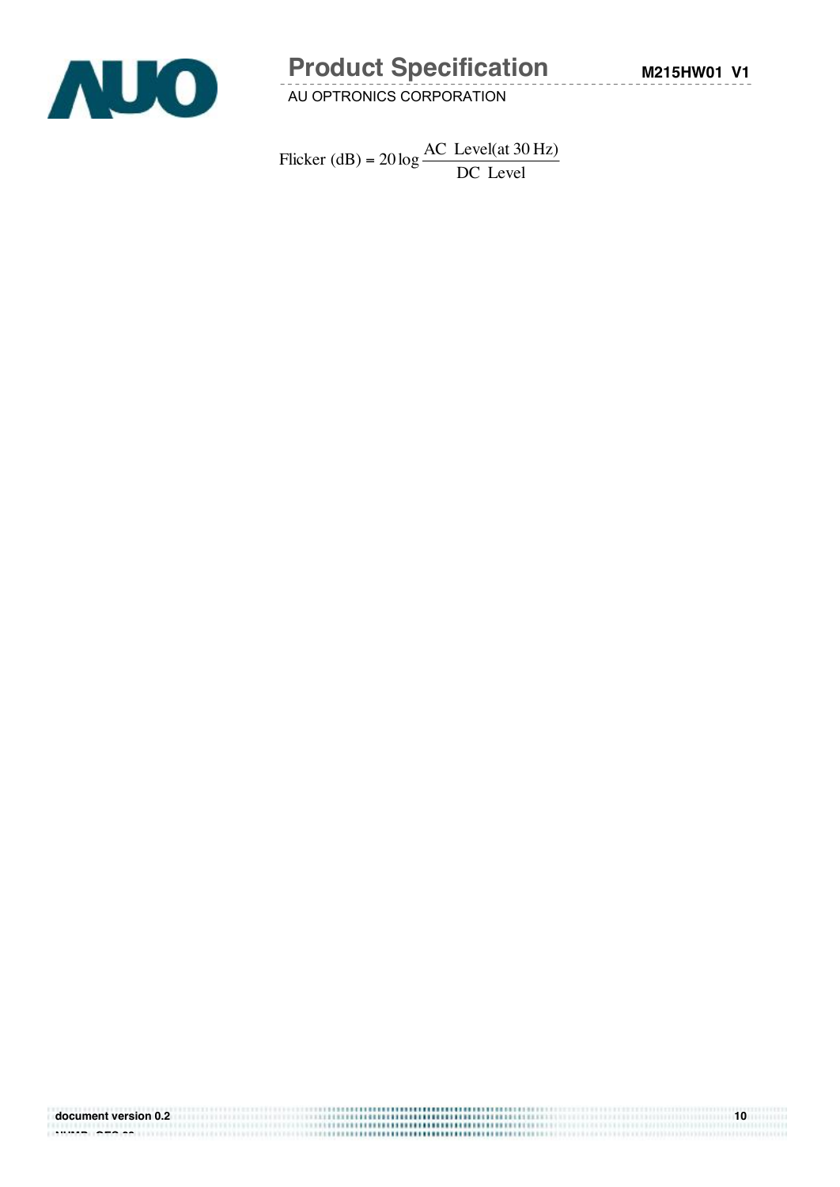$$\text{Flicker (dB)} = 20\log\frac{\text{AC Level(at 30 Hz)}}{\text{DC Level}}$$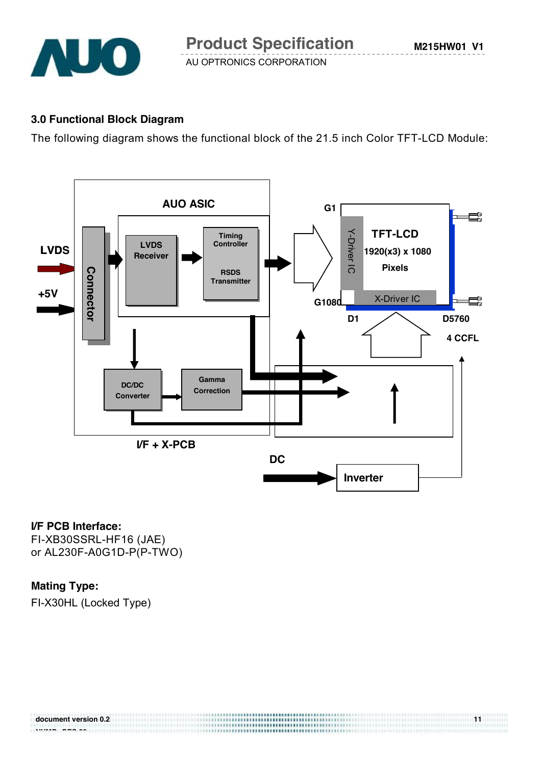### 3.0 Functional Block Diagram

The following diagram shows the functional block of the 21.5 inch Color TFT-LCD Module:

**I/F PCB Interface:**

FI-XB30SSRL-HF16 (JAE)
or AL230F-A0G1D-P(P-TWO)

**Mating Type:**

FI-X30HL (Locked Type)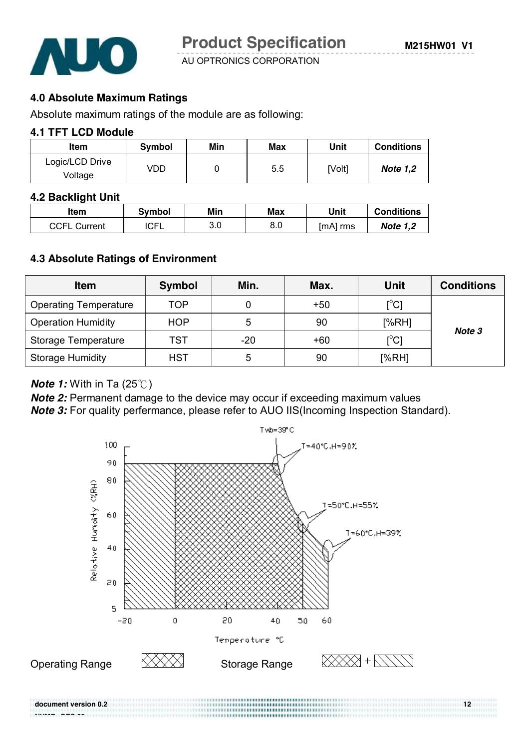## 4.0 Absolute Maximum Ratings

Absolute maximum ratings of the module are as following:

### 4.1 TFT LCD Module

| Item | Symbol | Min | Max | Unit | Conditions |
|---|---|---|---|---|---|
| Logic/LCD Drive Voltage | VDD | 0 | 5.5 | [Volt] | ***Note 1,2*** |

### 4.2 Backlight Unit

| Item | Symbol | Min | Max | Unit | Conditions |
|---|---|---|---|---|---|
| CCFL Current | ICFL | 3.0 | 8.0 | [mA] rms | ***Note 1,2*** |

### 4.3 Absolute Ratings of Environment

| Item | Symbol | Min. | Max. | Unit | Conditions |
|---|---|---|---|---|---|
| Operating Temperature | TOP | 0 | +50 | [$^{o}$C] | ***Note 3*** |
| Operation Humidity | HOP | 5 | 90 | [%RH] | |
| Storage Temperature | TST | -20 | +60 | [$^{o}$C] | |
| Storage Humidity | HST | 5 | 90 | [%RH] | |

***Note 1:*** With in Ta (25℃)
***Note 2:*** Permanent damage to the device may occur if exceeding maximum values
***Note 3:*** For quality perfermance, please refer to AUO IIS(Incoming Inspection Standard).

Twb=39°C
T=40°C,H=90%
T=50°C,H=55%
T=60°C,H=39%

Relative Humidity (%RH)

Temperature °C

Operating Range

Storage Range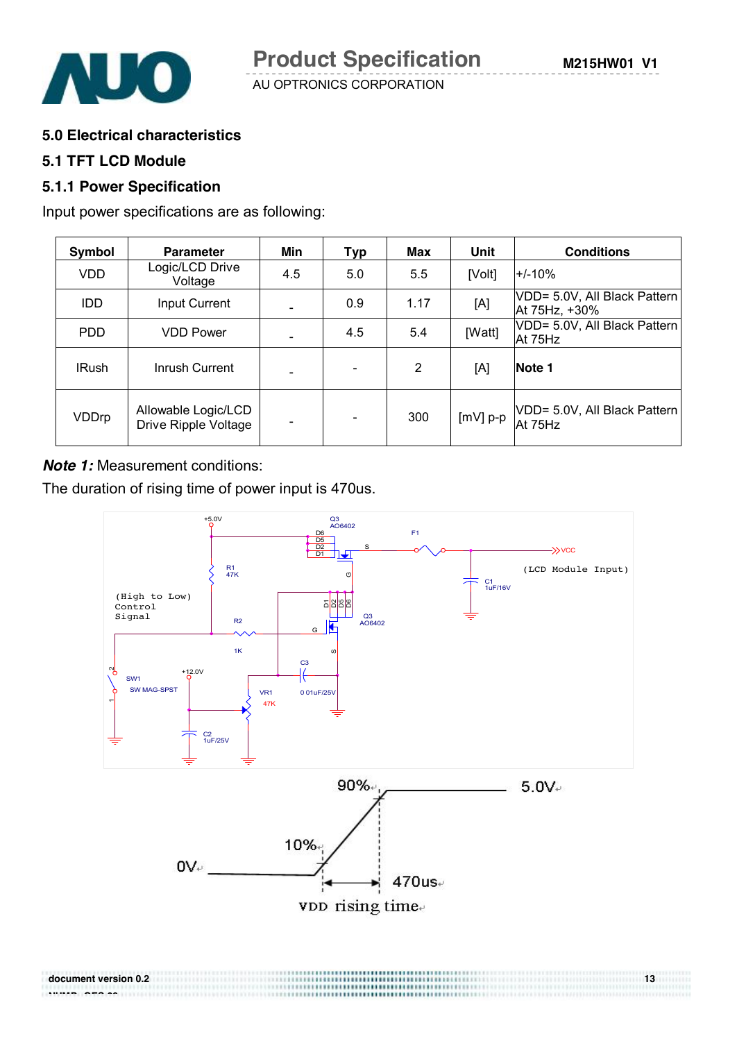## 5.0 Electrical characteristics

## 5.1 TFT LCD Module

### 5.1.1 Power Specification

Input power specifications are as following:

| Symbol | Parameter | Min | Typ | Max | Unit | Conditions |
|---|---|---|---|---|---|---|
| VDD | Logic/LCD Drive Voltage | 4.5 | 5.0 | 5.5 | [Volt] | +/-10% |
| IDD | Input Current | - | 0.9 | 1.17 | [A] | VDD= 5.0V, All Black Pattern At 75Hz, +30% |
| PDD | VDD Power | - | 4.5 | 5.4 | [Watt] | VDD= 5.0V, All Black Pattern At 75Hz |
| IRush | Inrush Current | - | - | 2 | [A] | **Note 1** |
| VDDrp | Allowable Logic/LCD Drive Ripple Voltage | - | - | 300 | [mV] p-p | VDD= 5.0V, All Black Pattern At 75Hz |

***Note 1:*** Measurement conditions:

The duration of rising time of power input is 470us.

+5.0V, Q3 AO6402, F1, VCC, (LCD Module Input), R1 47K, C1 1uF/16V, (High to Low) Control Signal, R2 1K, Q3 AO6402, SW1 SW MAG-SPST, +12.0V, C3 0.01uF/25V, VR1 47K, C2 1uF/25V

90%, 5.0V, 10%, 0V, 470us

VDD rising time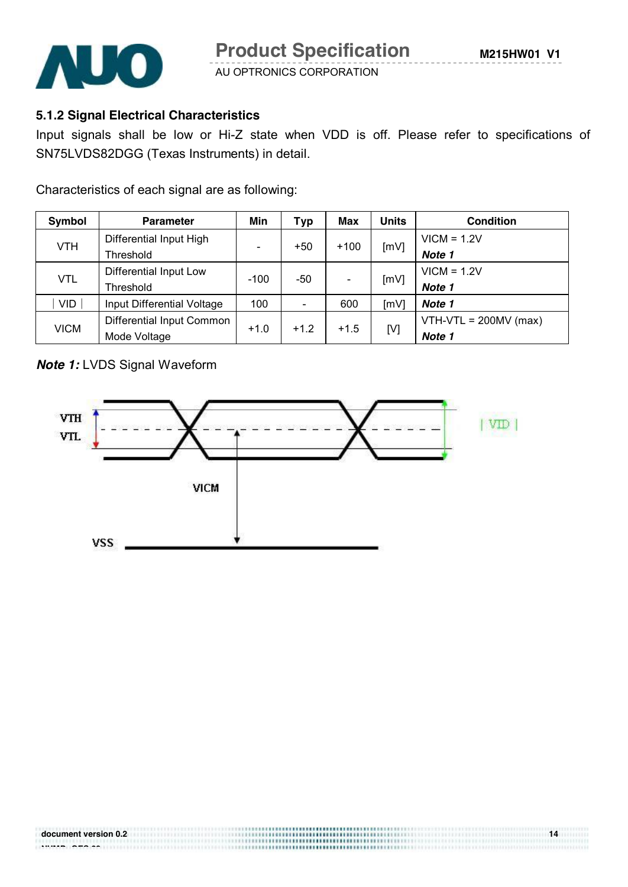### 5.1.2 Signal Electrical Characteristics

Input signals shall be low or Hi-Z state when VDD is off. Please refer to specifications of SN75LVDS82DGG (Texas Instruments) in detail.

Characteristics of each signal are as following:

| Symbol | Parameter | Min | Typ | Max | Units | Condition |
|---|---|---|---|---|---|---|
| VTH | Differential Input High Threshold | - | +50 | +100 | [mV] | VICM = 1.2V ***Note 1*** |
| VTL | Differential Input Low Threshold | -100 | -50 | - | [mV] | VICM = 1.2V ***Note 1*** |
| ∣VID∣ | Input Differential Voltage | 100 | - | 600 | [mV] | ***Note 1*** |
| VICM | Differential Input Common Mode Voltage | +1.0 | +1.2 | +1.5 | [V] | VTH-VTL = 200MV (max) ***Note 1*** |

***Note 1:*** LVDS Signal Waveform

VTH
VTL
VICM
VSS
∣VID∣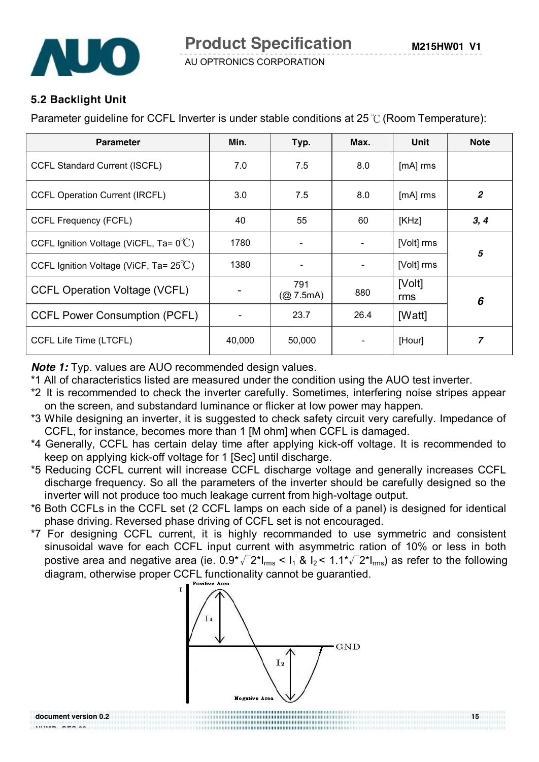## 5.2 Backlight Unit

Parameter guideline for CCFL Inverter is under stable conditions at 25 ℃ (Room Temperature):

| Parameter | Min. | Typ. | Max. | Unit | Note |
|---|---|---|---|---|---|
| CCFL Standard Current (ISCFL) | 7.0 | 7.5 | 8.0 | [mA] rms | |
| CCFL Operation Current (IRCFL) | 3.0 | 7.5 | 8.0 | [mA] rms | ***2*** |
| CCFL Frequency (FCFL) | 40 | 55 | 60 | [KHz] | ***3, 4*** |
| CCFL Ignition Voltage (ViCFL, Ta= 0℃) | 1780 | - | - | [Volt] rms | ***5*** |
| CCFL Ignition Voltage (ViCF, Ta= 25℃) | 1380 | - | - | [Volt] rms | |
| CCFL Operation Voltage (VCFL) | - | 791 (@ 7.5mA) | 880 | [Volt] rms | ***6*** |
| CCFL Power Consumption (PCFL) | - | 23.7 | 26.4 | [Watt] | |
| CCFL Life Time (LTCFL) | 40,000 | 50,000 | - | [Hour] | ***7*** |

***Note 1:*** Typ. values are AUO recommended design values.

*1 All of characteristics listed are measured under the condition using the AUO test inverter.

*2 It is recommended to check the inverter carefully. Sometimes, interfering noise stripes appear on the screen, and substandard luminance or flicker at low power may happen.

*3 While designing an inverter, it is suggested to check safety circuit very carefully. Impedance of CCFL, for instance, becomes more than 1 [M ohm] when CCFL is damaged.

*4 Generally, CCFL has certain delay time after applying kick-off voltage. It is recommended to keep on applying kick-off voltage for 1 [Sec] until discharge.

*5 Reducing CCFL current will increase CCFL discharge voltage and generally increases CCFL discharge frequency. So all the parameters of the inverter should be carefully designed so the inverter will not produce too much leakage current from high-voltage output.

*6 Both CCFLs in the CCFL set (2 CCFL lamps on each side of a panel) is designed for identical phase driving. Reversed phase driving of CCFL set is not encouraged.

*7 For designing CCFL current, it is highly recommanded to use symmetric and consistent sinusoidal wave for each CCFL input current with asymmetric ration of 10% or less in both postive area and negative area (ie. $0.9*\sqrt{2}*I_{rms} < I_1$ & $I_2 < 1.1*\sqrt{2}*I_{rms}$) as refer to the following diagram, otherwise proper CCFL functionality cannot be guarantied.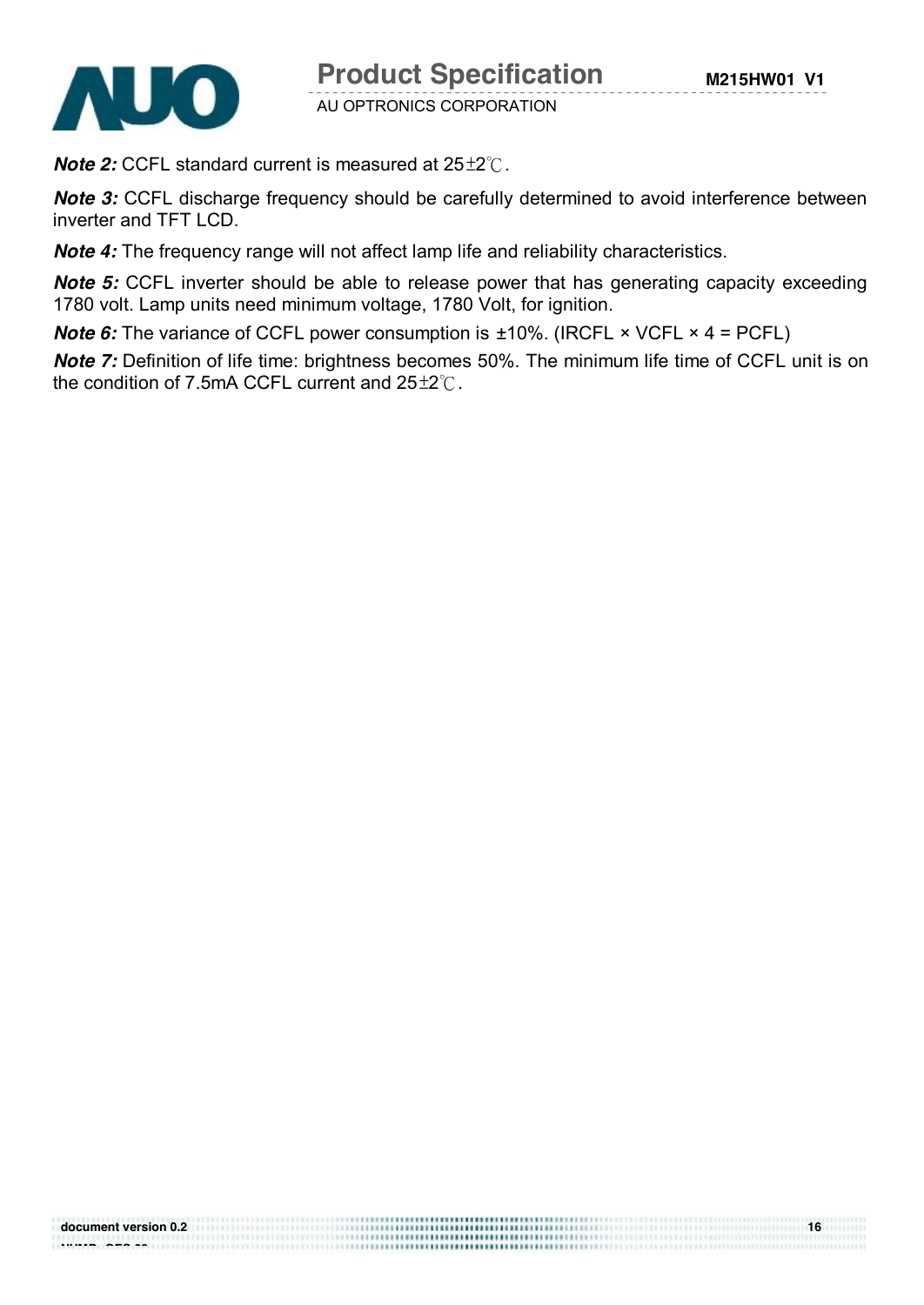***Note 2:*** CCFL standard current is measured at 25±2℃.

***Note 3:*** CCFL discharge frequency should be carefully determined to avoid interference between inverter and TFT LCD.

***Note 4:*** The frequency range will not affect lamp life and reliability characteristics.

***Note 5:*** CCFL inverter should be able to release power that has generating capacity exceeding 1780 volt. Lamp units need minimum voltage, 1780 Volt, for ignition.

***Note 6:*** The variance of CCFL power consumption is ±10%. (IRCFL × VCFL × 4 = PCFL)

***Note 7:*** Definition of life time: brightness becomes 50%. The minimum life time of CCFL unit is on the condition of 7.5mA CCFL current and 25±2℃.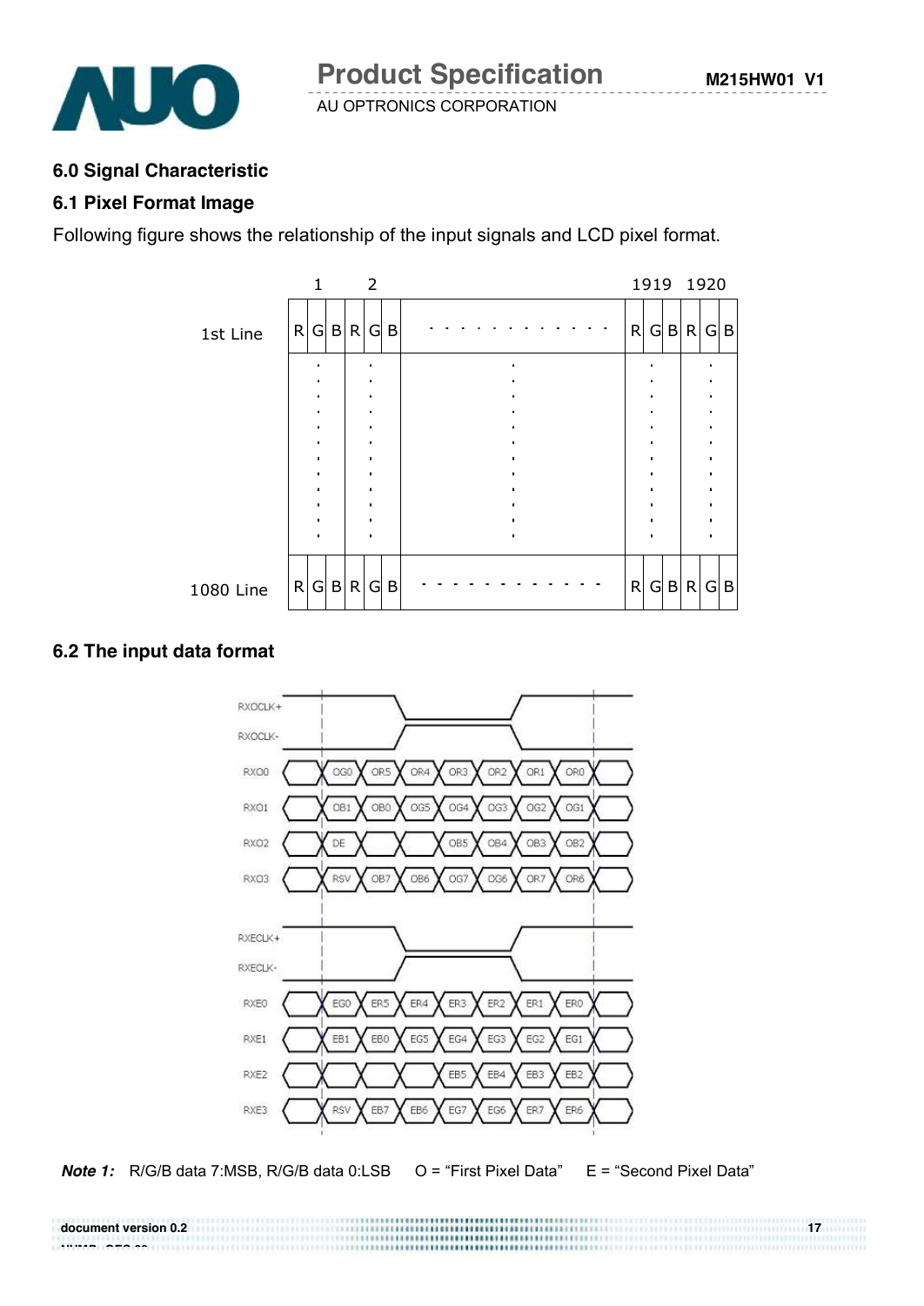### 6.0 Signal Characteristic

### 6.1 Pixel Format Image

Following figure shows the relationship of the input signals and LCD pixel format.

| | 1 | | | 2 | | | | 1919 | | | 1920 | | |
|---|---|---|---|---|---|---|---|---|---|---|---|---|---|
| 1st Line | R | G | B | R | G | B | . . . . . . . . . . . . . | R | G | B | R | G | B |
| | : | | | : | | | : | : | | | : | | |
| 1080 Line | R | G | B | R | G | B | . . . . . . . . . . . . . | R | G | B | R | G | B |

### 6.2 The input data format

| Signal | | | | | | | |
|---|---|---|---|---|---|---|---|
| RXOCLK+ / RXOCLK- | | | | | | | |
| RXO0 | OG0 | OR5 | OR4 | OR3 | OR2 | OR1 | OR0 |
| RXO1 | OB1 | OB0 | OG5 | OG4 | OG3 | OG2 | OG1 |
| RXO2 | DE | | | OB5 | OB4 | OB3 | OB2 |
| RXO3 | RSV | OB7 | OB6 | OG7 | OG6 | OR7 | OR6 |
| RXECLK+ / RXECLK- | | | | | | | |
| RXE0 | EG0 | ER5 | ER4 | ER3 | ER2 | ER1 | ER0 |
| RXE1 | EB1 | EB0 | EG5 | EG4 | EG3 | EG2 | EG1 |
| RXE2 | | | | EB5 | EB4 | EB3 | EB2 |
| RXE3 | RSV | EB7 | EB6 | EG7 | EG6 | ER7 | ER6 |

***Note 1:*** R/G/B data 7:MSB, R/G/B data 0:LSB O = "First Pixel Data" E = "Second Pixel Data"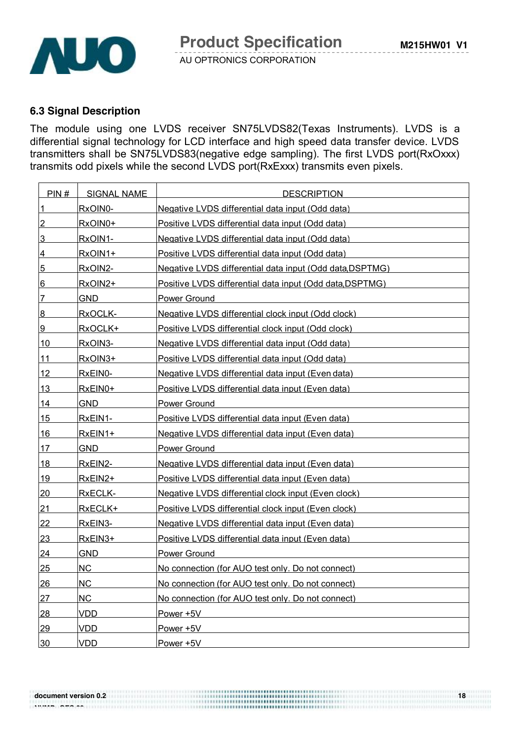### 6.3 Signal Description

The module using one LVDS receiver SN75LVDS82(Texas Instruments). LVDS is a differential signal technology for LCD interface and high speed data transfer device. LVDS transmitters shall be SN75LVDS83(negative edge sampling). The first LVDS port(RxOxxx) transmits odd pixels while the second LVDS port(RxExxx) transmits even pixels.

| PIN # | SIGNAL NAME | DESCRIPTION |
|---|---|---|
| 1 | RxOIN0- | Negative LVDS differential data input (Odd data) |
| 2 | RxOIN0+ | Positive LVDS differential data input (Odd data) |
| 3 | RxOIN1- | Negative LVDS differential data input (Odd data) |
| 4 | RxOIN1+ | Positive LVDS differential data input (Odd data) |
| 5 | RxOIN2- | Negative LVDS differential data input (Odd data,DSPTMG) |
| 6 | RxOIN2+ | Positive LVDS differential data input (Odd data,DSPTMG) |
| 7 | GND | Power Ground |
| 8 | RxOCLK- | Negative LVDS differential clock input (Odd clock) |
| 9 | RxOCLK+ | Positive LVDS differential clock input (Odd clock) |
| 10 | RxOIN3- | Negative LVDS differential data input (Odd data) |
| 11 | RxOIN3+ | Positive LVDS differential data input (Odd data) |
| 12 | RxEIN0- | Negative LVDS differential data input (Even data) |
| 13 | RxEIN0+ | Positive LVDS differential data input (Even data) |
| 14 | GND | Power Ground |
| 15 | RxEIN1- | Positive LVDS differential data input (Even data) |
| 16 | RxEIN1+ | Negative LVDS differential data input (Even data) |
| 17 | GND | Power Ground |
| 18 | RxEIN2- | Negative LVDS differential data input (Even data) |
| 19 | RxEIN2+ | Positive LVDS differential data input (Even data) |
| 20 | RxECLK- | Negative LVDS differential clock input (Even clock) |
| 21 | RxECLK+ | Positive LVDS differential clock input (Even clock) |
| 22 | RxEIN3- | Negative LVDS differential data input (Even data) |
| 23 | RxEIN3+ | Positive LVDS differential data input (Even data) |
| 24 | GND | Power Ground |
| 25 | NC | No connection (for AUO test only. Do not connect) |
| 26 | NC | No connection (for AUO test only. Do not connect) |
| 27 | NC | No connection (for AUO test only. Do not connect) |
| 28 | VDD | Power +5V |
| 29 | VDD | Power +5V |
| 30 | VDD | Power +5V |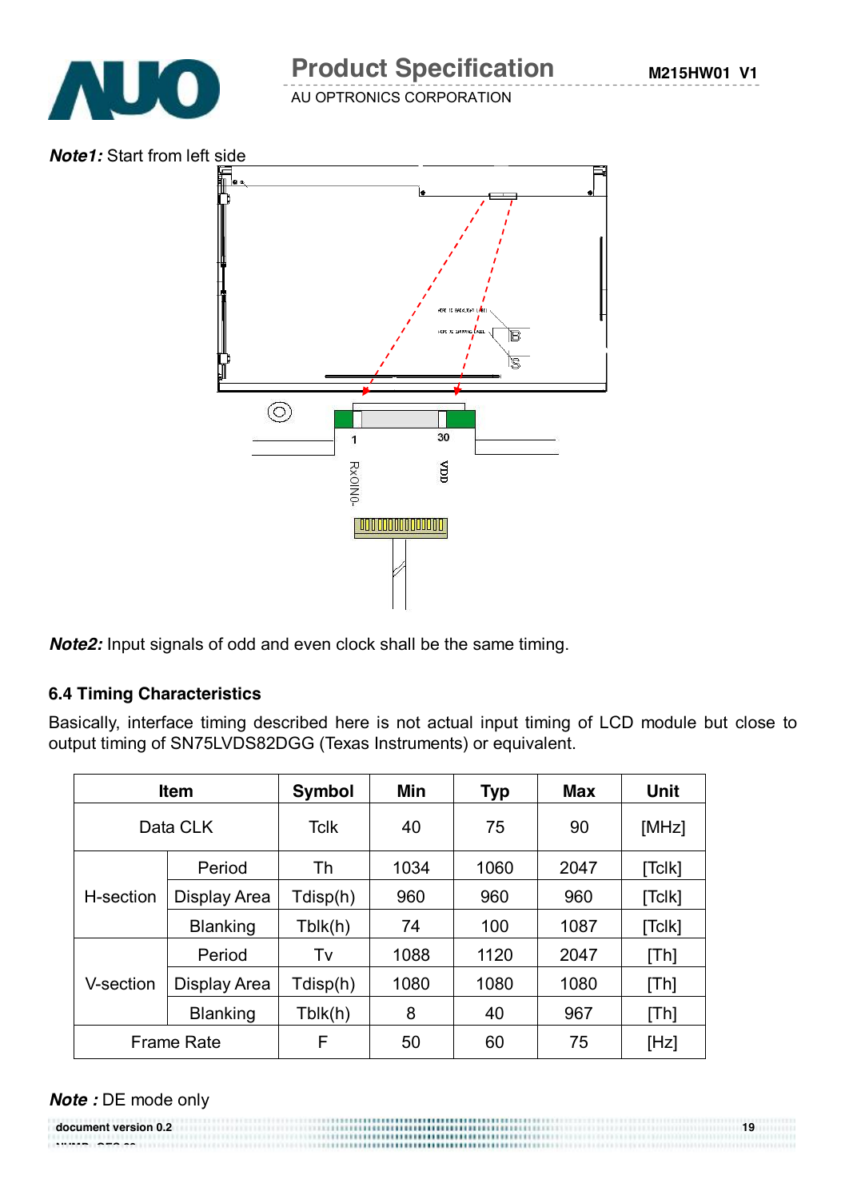***Note1:*** Start from left side

***Note2:*** Input signals of odd and even clock shall be the same timing.

### 6.4 Timing Characteristics

Basically, interface timing described here is not actual input timing of LCD module but close to output timing of SN75LVDS82DGG (Texas Instruments) or equivalent.

| Item | | Symbol | Min | Typ | Max | Unit |
|---|---|---|---|---|---|---|
| Data CLK | | Tclk | 40 | 75 | 90 | [MHz] |
| H-section | Period | Th | 1034 | 1060 | 2047 | [Tclk] |
| | Display Area | Tdisp(h) | 960 | 960 | 960 | [Tclk] |
| | Blanking | Tblk(h) | 74 | 100 | 1087 | [Tclk] |
| V-section | Period | Tv | 1088 | 1120 | 2047 | [Th] |
| | Display Area | Tdisp(h) | 1080 | 1080 | 1080 | [Th] |
| | Blanking | Tblk(h) | 8 | 40 | 967 | [Th] |
| Frame Rate | | F | 50 | 60 | 75 | [Hz] |

***Note :*** DE mode only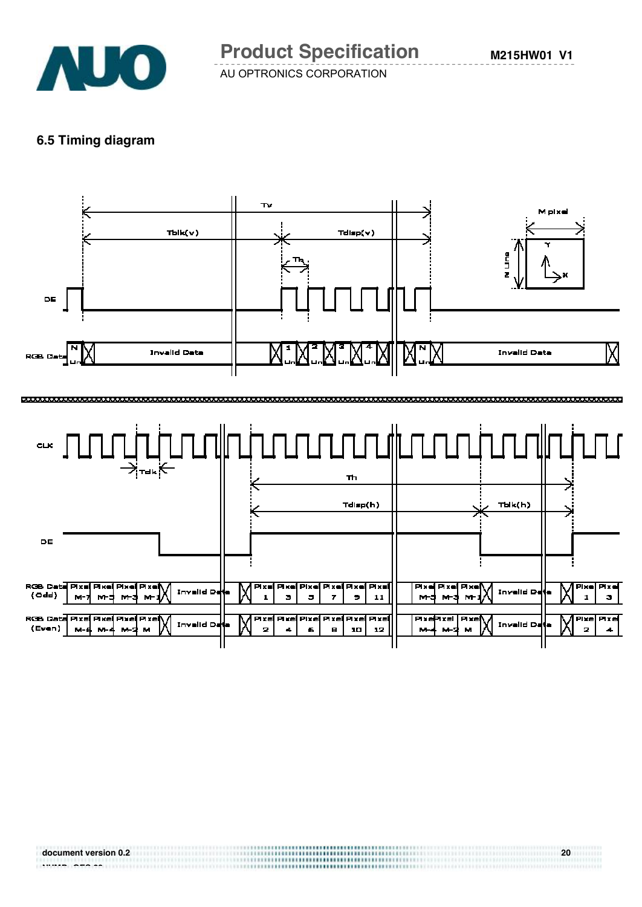## 6.5 Timing diagram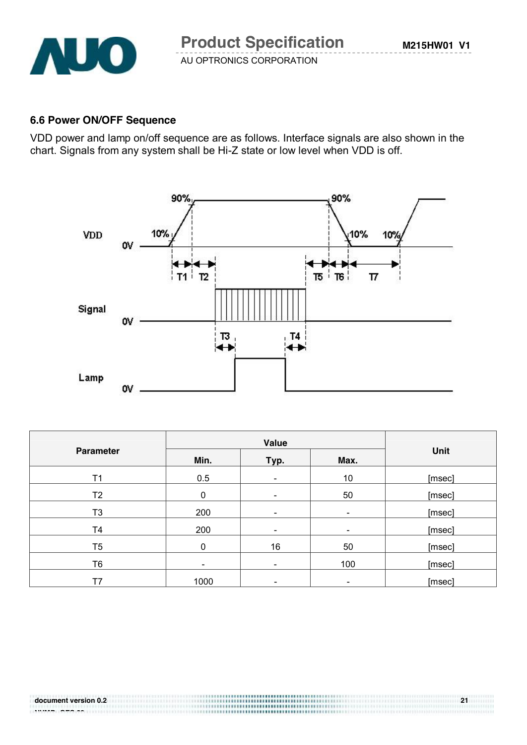### 6.6 Power ON/OFF Sequence

VDD power and lamp on/off sequence are as follows. Interface signals are also shown in the chart. Signals from any system shall be Hi-Z state or low level when VDD is off.

| Parameter | Value | | | Unit |
|---|---|---|---|---|
| | Min. | Typ. | Max. | |
| T1 | 0.5 | - | 10 | [msec] |
| T2 | 0 | - | 50 | [msec] |
| T3 | 200 | - | - | [msec] |
| T4 | 200 | - | - | [msec] |
| T5 | 0 | 16 | 50 | [msec] |
| T6 | - | - | 100 | [msec] |
| T7 | 1000 | - | - | [msec] |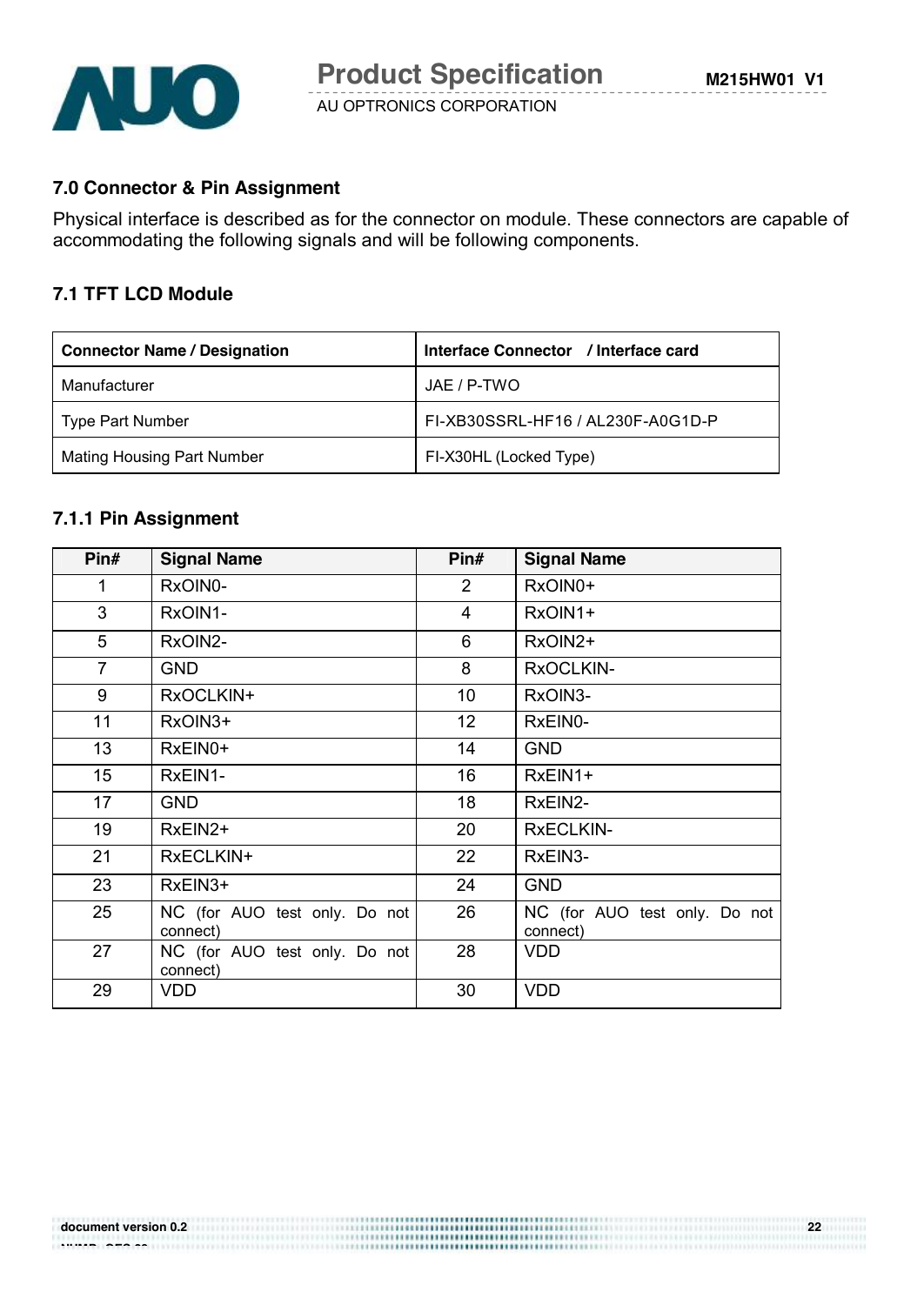## 7.0 Connector & Pin Assignment

Physical interface is described as for the connector on module. These connectors are capable of accommodating the following signals and will be following components.

### 7.1 TFT LCD Module

| Connector Name / Designation | Interface Connector / Interface card |
|---|---|
| Manufacturer | JAE / P-TWO |
| Type Part Number | FI-XB30SSRL-HF16 / AL230F-A0G1D-P |
| Mating Housing Part Number | FI-X30HL (Locked Type) |

### 7.1.1 Pin Assignment

| Pin# | Signal Name | Pin# | Signal Name |
|---|---|---|---|
| 1 | RxOIN0- | 2 | RxOIN0+ |
| 3 | RxOIN1- | 4 | RxOIN1+ |
| 5 | RxOIN2- | 6 | RxOIN2+ |
| 7 | GND | 8 | RxOCLKIN- |
| 9 | RxOCLKIN+ | 10 | RxOIN3- |
| 11 | RxOIN3+ | 12 | RxEIN0- |
| 13 | RxEIN0+ | 14 | GND |
| 15 | RxEIN1- | 16 | RxEIN1+ |
| 17 | GND | 18 | RxEIN2- |
| 19 | RxEIN2+ | 20 | RxECLKIN- |
| 21 | RxECLKIN+ | 22 | RxEIN3- |
| 23 | RxEIN3+ | 24 | GND |
| 25 | NC (for AUO test only. Do not connect) | 26 | NC (for AUO test only. Do not connect) |
| 27 | NC (for AUO test only. Do not connect) | 28 | VDD |
| 29 | VDD | 30 | VDD |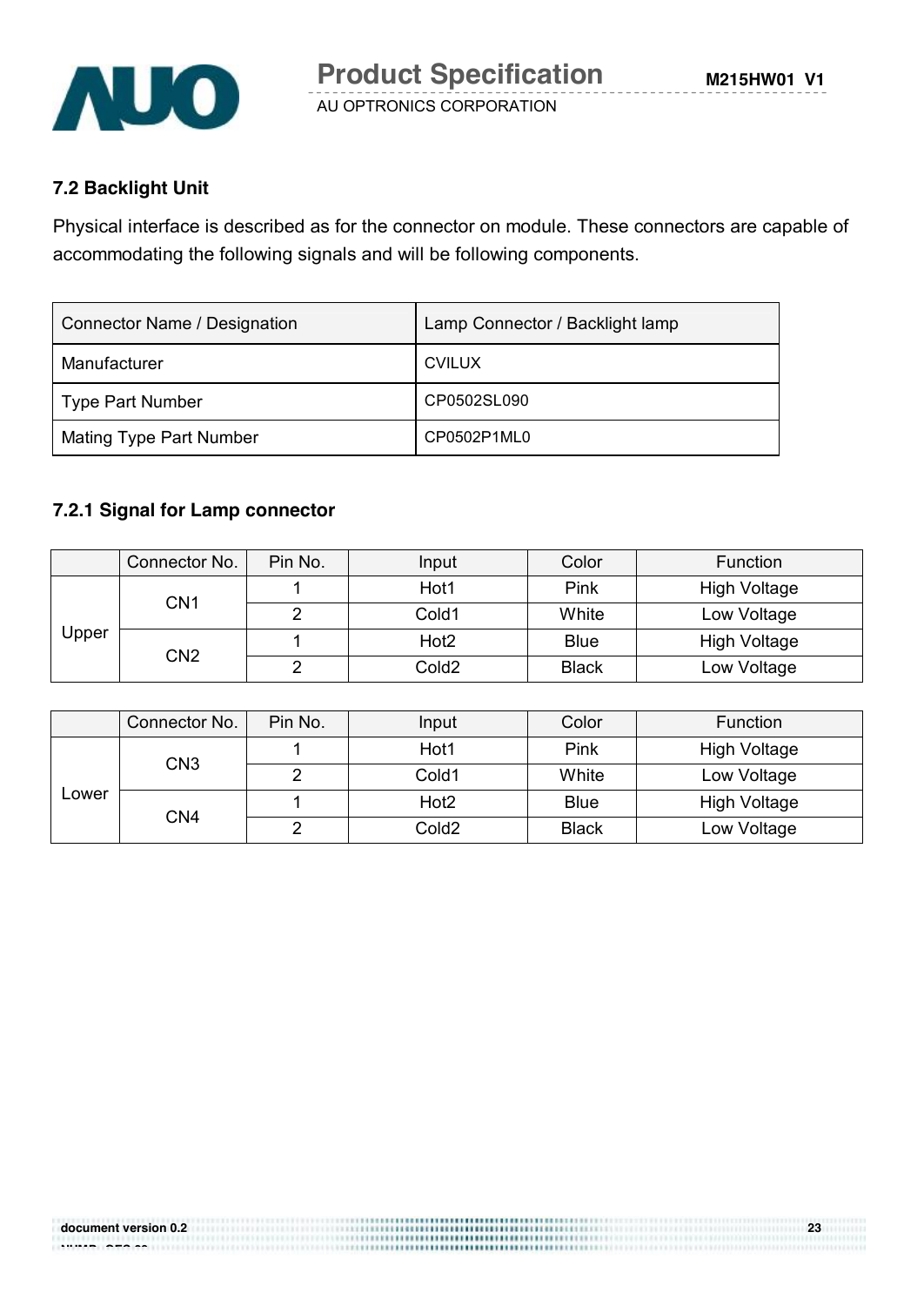### 7.2 Backlight Unit

Physical interface is described as for the connector on module. These connectors are capable of accommodating the following signals and will be following components.

| Connector Name / Designation | Lamp Connector / Backlight lamp |
|---|---|
| Manufacturer | CVILUX |
| Type Part Number | CP0502SL090 |
| Mating Type Part Number | CP0502P1ML0 |

#### 7.2.1 Signal for Lamp connector

| | Connector No. | Pin No. | Input | Color | Function |
|---|---|---|---|---|---|
| Upper | CN1 | 1 | Hot1 | Pink | High Voltage |
| | | 2 | Cold1 | White | Low Voltage |
| | CN2 | 1 | Hot2 | Blue | High Voltage |
| | | 2 | Cold2 | Black | Low Voltage |

| | Connector No. | Pin No. | Input | Color | Function |
|---|---|---|---|---|---|
| Lower | CN3 | 1 | Hot1 | Pink | High Voltage |
| | | 2 | Cold1 | White | Low Voltage |
| | CN4 | 1 | Hot2 | Blue | High Voltage |
| | | 2 | Cold2 | Black | Low Voltage |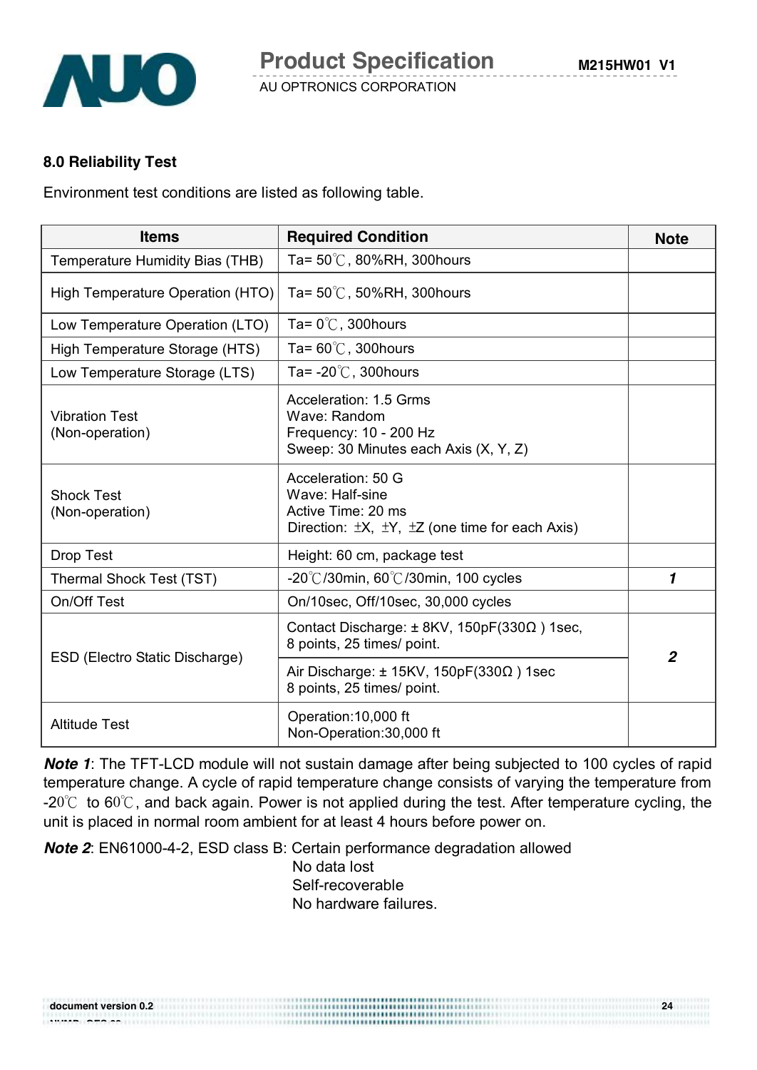## 8.0 Reliability Test

Environment test conditions are listed as following table.

| Items | Required Condition | Note |
|---|---|---|
| Temperature Humidity Bias (THB) | Ta= 50℃, 80%RH, 300hours | |
| High Temperature Operation (HTO) | Ta= 50℃, 50%RH, 300hours | |
| Low Temperature Operation (LTO) | Ta= 0℃, 300hours | |
| High Temperature Storage (HTS) | Ta= 60℃, 300hours | |
| Low Temperature Storage (LTS) | Ta= -20℃, 300hours | |
| Vibration Test (Non-operation) | Acceleration: 1.5 Grms<br>Wave: Random<br>Frequency: 10 - 200 Hz<br>Sweep: 30 Minutes each Axis (X, Y, Z) | |
| Shock Test (Non-operation) | Acceleration: 50 G<br>Wave: Half-sine<br>Active Time: 20 ms<br>Direction: ±X, ±Y, ±Z (one time for each Axis) | |
| Drop Test | Height: 60 cm, package test | |
| Thermal Shock Test (TST) | -20℃/30min, 60℃/30min, 100 cycles | ***1*** |
| On/Off Test | On/10sec, Off/10sec, 30,000 cycles | |
| ESD (Electro Static Discharge) | Contact Discharge: ± 8KV, 150pF(330Ω ) 1sec, 8 points, 25 times/ point. | ***2*** |
| | Air Discharge: ± 15KV, 150pF(330Ω ) 1sec 8 points, 25 times/ point. | |
| Altitude Test | Operation:10,000 ft<br>Non-Operation:30,000 ft | |

***Note 1***: The TFT-LCD module will not sustain damage after being subjected to 100 cycles of rapid temperature change. A cycle of rapid temperature change consists of varying the temperature from -20℃ to 60℃, and back again. Power is not applied during the test. After temperature cycling, the unit is placed in normal room ambient for at least 4 hours before power on.

***Note 2***: EN61000-4-2, ESD class B: Certain performance degradation allowed
No data lost
Self-recoverable
No hardware failures.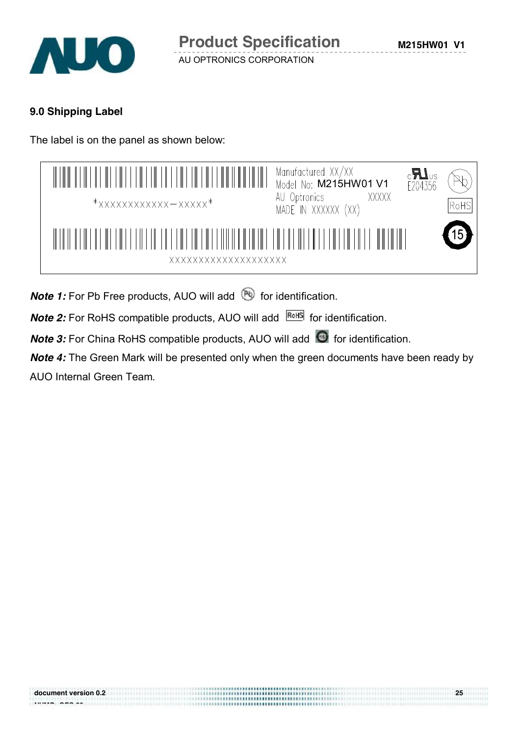## 9.0 Shipping Label

The label is on the panel as shown below:

*XXXXXXXXXXXX-XXXXX*

Manufactured XX/XX
Model No: M215HW01 V1
AU Optronics XXXXX
MADE IN XXXXXX (XX)

E204356

RoHS

15

XXXXXXXXXXXXXXXXXXXX

***Note 1:*** For Pb Free products, AUO will add (Pb) for identification.

***Note 2:*** For RoHS compatible products, AUO will add RoHS for identification.

***Note 3:*** For China RoHS compatible products, AUO will add (15) for identification.

***Note 4:*** The Green Mark will be presented only when the green documents have been ready by AUO Internal Green Team.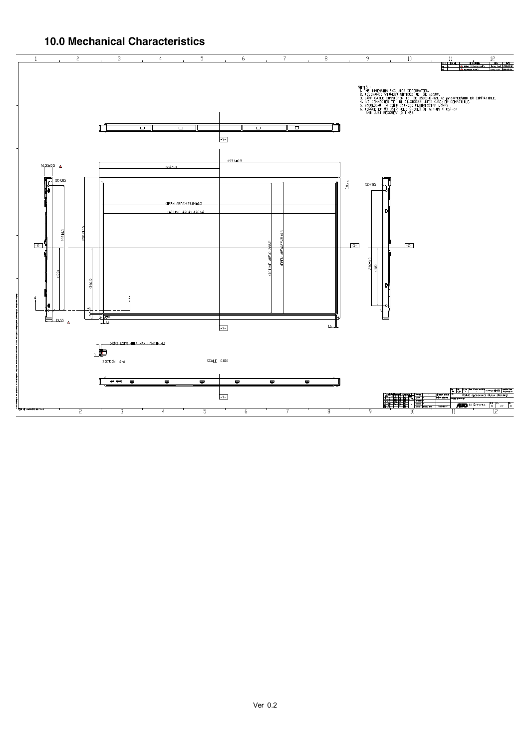## 10.0 Mechanical Characteristics

NOTES :
1. THE DIMENSION EXCLUDES DEFORMATION.
2. TOLERANCE WITHOUT NOTICED TO BE ±0.5MM.
3. LAMP CABLE CONNECTION TO BE 35001HS-02L (2 pins)(YEONHO) OR COMPATIBLE.
4. I/F CONNECTOR TO BE FI-X30SSL-HF(JAE) OR COMPATIBLE.
5. BACKLIGHT : 4 COLD CATHODE FLUORESCENT LAMPS.
6. TORQUE OF M3 USER HOLE SHOULD BE WITHIN 4 kgf-cm AND JUST RESCREW 10 TIMES

(4)M3 USER HOLE MAX LENGTH 4.2

SECTION A-A

SCALE 0.800

(OPEN AREA) 479.84±0.5

(ACTIVE AREA) 476.64

(ACTIVE AREA) 268.11

(OPEN AREA) 271.31±0.5

495.6±0.5

292.2±0.5

16.35±0.5

13.55

Module appearance (Mylar shielding)

AU Optronics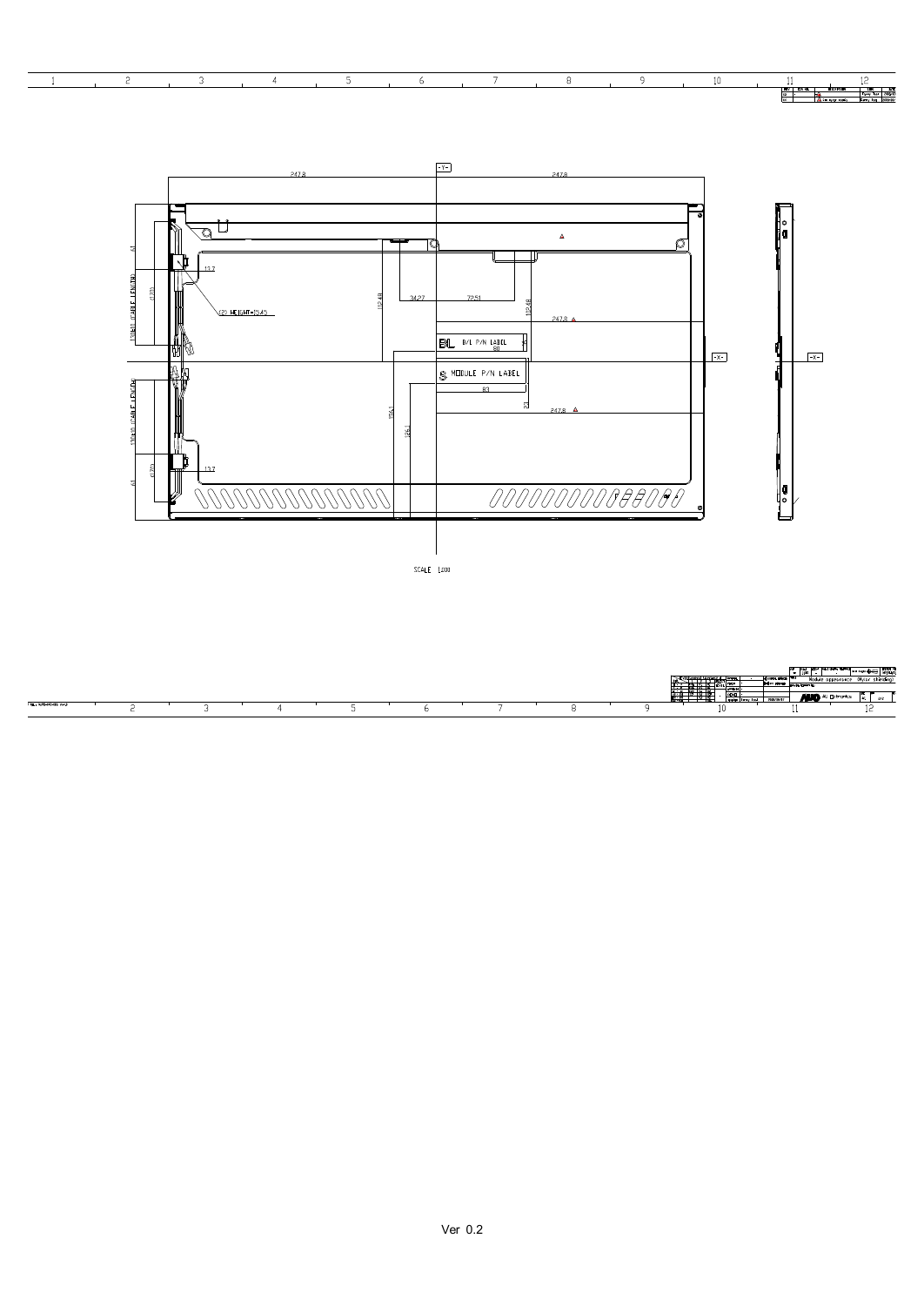247.8

247.8

-Y-

61

(7.0)

130±10 (CABLE LENGTH)

13.7

(2) HEIGHT=(5.4)

112.48

34.27

72.51

112.48

247.8

B/L P/N LABEL

80

MODULE P/N LABEL

83

21

247.8

156.1

185.1

130±10 (CABLE LENGTH)

(7.0)

61

13.7

-X-

-X-

SCALE 1:200

Module appearance (Major drawing)

AU Optronics